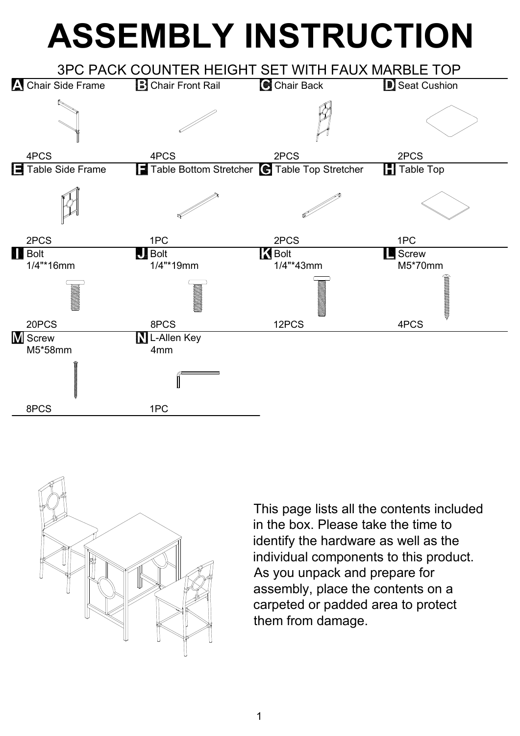# ASSEMBLY INSTRUCTION

## 3PC PACK COUNTER HEIGHT SET WITH FAUX MARBLE TOP

| Part | Description | Quantity |
|---|---|---|
| A | Chair Side Frame | 4PCS |
| B | Chair Front Rail | 4PCS |
| C | Chair Back | 2PCS |
| D | Seat Cushion | 2PCS |
| E | Table Side Frame | 2PCS |
| F | Table Bottom Stretcher | 1PC |
| G | Table Top Stretcher | 2PCS |
| H | Table Top | 1PC |
| I | Bolt 1/4"*16mm | 20PCS |
| J | Bolt 1/4"*19mm | 8PCS |
| K | Bolt 1/4"*43mm | 12PCS |
| L | Screw M5*70mm | 4PCS |
| M | Screw M5*58mm | 8PCS |
| N | L-Allen Key 4mm | 1PC |

This page lists all the contents included in the box. Please take the time to identify the hardware as well as the individual components to this product. As you unpack and prepare for assembly, place the contents on a carpeted or padded area to protect them from damage.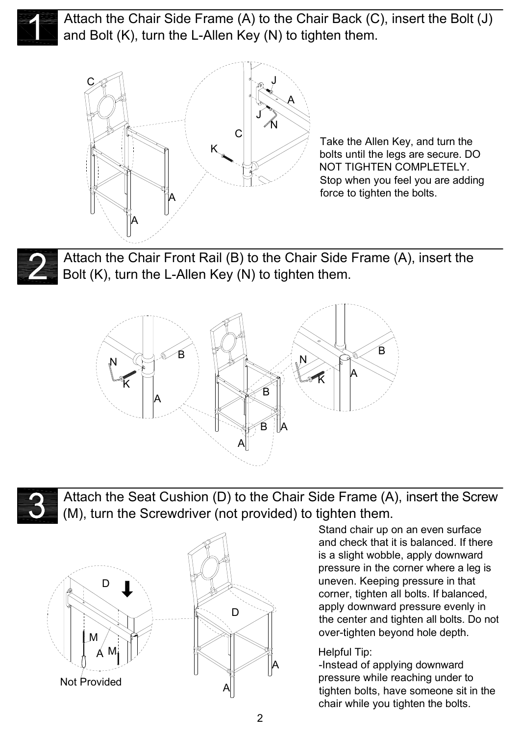## 1 Attach the Chair Side Frame (A) to the Chair Back (C), insert the Bolt (J) and Bolt (K), turn the L-Allen Key (N) to tighten them.

Take the Allen Key, and turn the bolts until the legs are secure. DO NOT TIGHTEN COMPLETELY. Stop when you feel you are adding force to tighten the bolts.

## 2 Attach the Chair Front Rail (B) to the Chair Side Frame (A), insert the Bolt (K), turn the L-Allen Key (N) to tighten them.

## 3 Attach the Seat Cushion (D) to the Chair Side Frame (A), insert the Screw (M), turn the Screwdriver (not provided) to tighten them.

Not Provided

Stand chair up on an even surface and check that it is balanced. If there is a slight wobble, apply downward pressure in the corner where a leg is uneven. Keeping pressure in that corner, tighten all bolts. If balanced, apply downward pressure evenly in the center and tighten all bolts. Do not over-tighten beyond hole depth.

Helpful Tip:

-Instead of applying downward pressure while reaching under to tighten bolts, have someone sit in the chair while you tighten the bolts.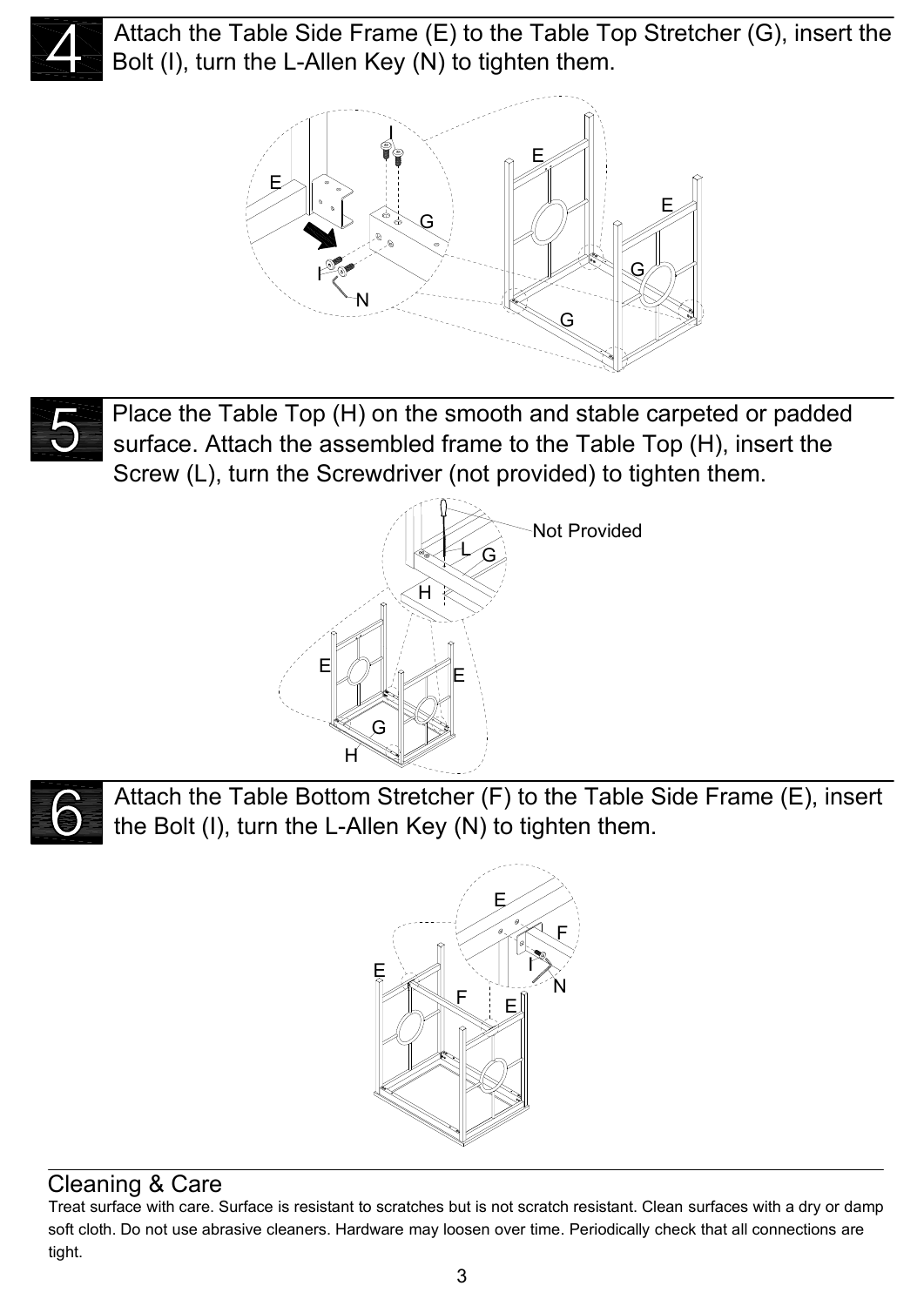## 4

Attach the Table Side Frame (E) to the Table Top Stretcher (G), insert the Bolt (I), turn the L-Allen Key (N) to tighten them.

## 5

Place the Table Top (H) on the smooth and stable carpeted or padded surface. Attach the assembled frame to the Table Top (H), insert the Screw (L), turn the Screwdriver (not provided) to tighten them.

## 6

Attach the Table Bottom Stretcher (F) to the Table Side Frame (E), insert the Bolt (I), turn the L-Allen Key (N) to tighten them.

## Cleaning & Care

Treat surface with care. Surface is resistant to scratches but is not scratch resistant. Clean surfaces with a dry or damp soft cloth. Do not use abrasive cleaners. Hardware may loosen over time. Periodically check that all connections are tight.